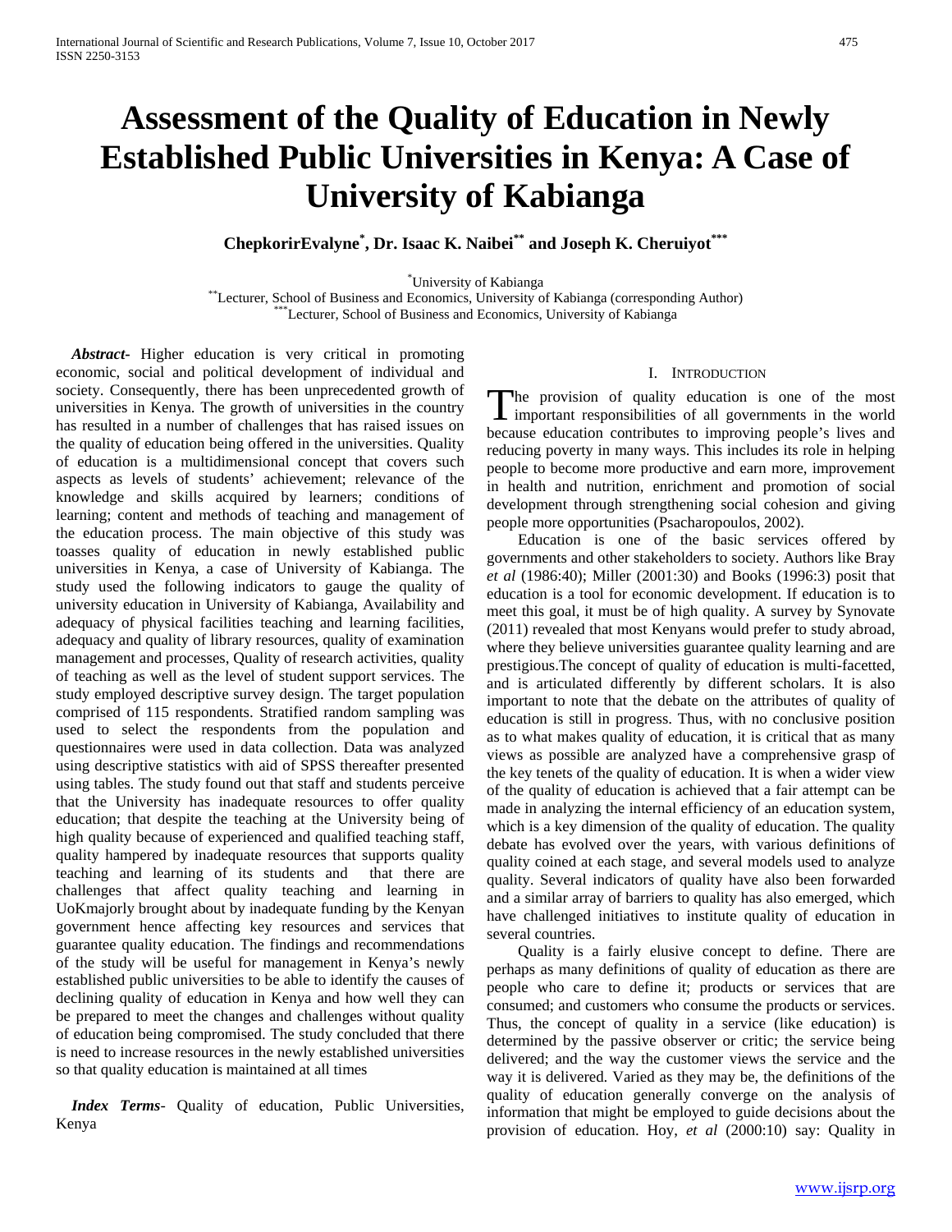# Assessment of the Quality of Education in Newly Established Public Universities in Kenya: A Case of University of Kabianga

**ChepkorirEvalyne[*], Dr. Isaac K. Naibei[**] and Joseph K. Cheruiyot[***]**

[*]University of Kabianga
[**]Lecturer, School of Business and Economics, University of Kabianga (corresponding Author)
[***]Lecturer, School of Business and Economics, University of Kabianga

***Abstract***- Higher education is very critical in promoting economic, social and political development of individual and society. Consequently, there has been unprecedented growth of universities in Kenya. The growth of universities in the country has resulted in a number of challenges that has raised issues on the quality of education being offered in the universities. Quality of education is a multidimensional concept that covers such aspects as levels of students' achievement; relevance of the knowledge and skills acquired by learners; conditions of learning; content and methods of teaching and management of the education process. The main objective of this study was toasses quality of education in newly established public universities in Kenya, a case of University of Kabianga. The study used the following indicators to gauge the quality of university education in University of Kabianga, Availability and adequacy of physical facilities teaching and learning facilities, adequacy and quality of library resources, quality of examination management and processes, Quality of research activities, quality of teaching as well as the level of student support services. The study employed descriptive survey design. The target population comprised of 115 respondents. Stratified random sampling was used to select the respondents from the population and questionnaires were used in data collection. Data was analyzed using descriptive statistics with aid of SPSS thereafter presented using tables. The study found out that staff and students perceive that the University has inadequate resources to offer quality education; that despite the teaching at the University being of high quality because of experienced and qualified teaching staff, quality hampered by inadequate resources that supports quality teaching and learning of its students and that there are challenges that affect quality teaching and learning in UoKmajorly brought about by inadequate funding by the Kenyan government hence affecting key resources and services that guarantee quality education. The findings and recommendations of the study will be useful for management in Kenya's newly established public universities to be able to identify the causes of declining quality of education in Kenya and how well they can be prepared to meet the changes and challenges without quality of education being compromised. The study concluded that there is need to increase resources in the newly established universities so that quality education is maintained at all times

***Index Terms***- Quality of education, Public Universities, Kenya

## I. Introduction

The provision of quality education is one of the most important responsibilities of all governments in the world because education contributes to improving people's lives and reducing poverty in many ways. This includes its role in helping people to become more productive and earn more, improvement in health and nutrition, enrichment and promotion of social development through strengthening social cohesion and giving people more opportunities (Psacharopoulos, 2002).

Education is one of the basic services offered by governments and other stakeholders to society. Authors like Bray *et al* (1986:40); Miller (2001:30) and Books (1996:3) posit that education is a tool for economic development. If education is to meet this goal, it must be of high quality. A survey by Synovate (2011) revealed that most Kenyans would prefer to study abroad, where they believe universities guarantee quality learning and are prestigious.The concept of quality of education is multi-facetted, and is articulated differently by different scholars. It is also important to note that the debate on the attributes of quality of education is still in progress. Thus, with no conclusive position as to what makes quality of education, it is critical that as many views as possible are analyzed have a comprehensive grasp of the key tenets of the quality of education. It is when a wider view of the quality of education is achieved that a fair attempt can be made in analyzing the internal efficiency of an education system, which is a key dimension of the quality of education. The quality debate has evolved over the years, with various definitions of quality coined at each stage, and several models used to analyze quality. Several indicators of quality have also been forwarded and a similar array of barriers to quality has also emerged, which have challenged initiatives to institute quality of education in several countries.

Quality is a fairly elusive concept to define. There are perhaps as many definitions of quality of education as there are people who care to define it; products or services that are consumed; and customers who consume the products or services. Thus, the concept of quality in a service (like education) is determined by the passive observer or critic; the service being delivered; and the way the customer views the service and the way it is delivered. Varied as they may be, the definitions of the quality of education generally converge on the analysis of information that might be employed to guide decisions about the provision of education. Hoy, *et al* (2000:10) say: Quality in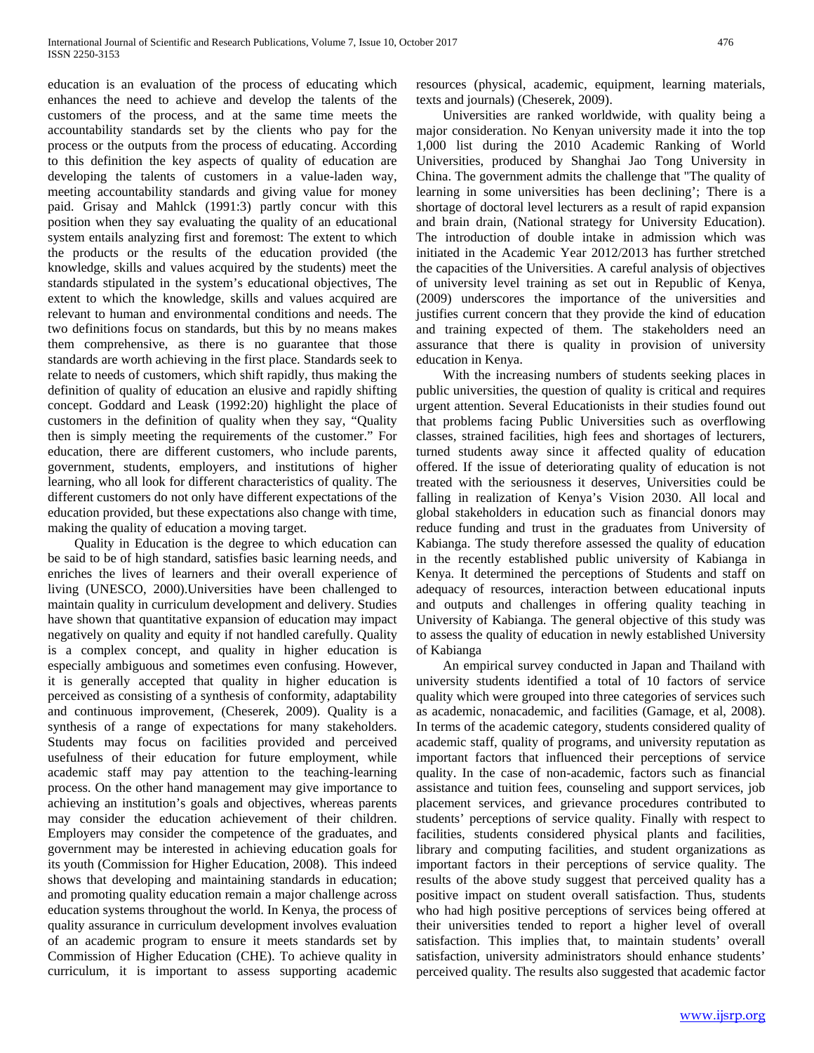education is an evaluation of the process of educating which enhances the need to achieve and develop the talents of the customers of the process, and at the same time meets the accountability standards set by the clients who pay for the process or the outputs from the process of educating. According to this definition the key aspects of quality of education are developing the talents of customers in a value-laden way, meeting accountability standards and giving value for money paid. Grisay and Mahlck (1991:3) partly concur with this position when they say evaluating the quality of an educational system entails analyzing first and foremost: The extent to which the products or the results of the education provided (the knowledge, skills and values acquired by the students) meet the standards stipulated in the system's educational objectives, The extent to which the knowledge, skills and values acquired are relevant to human and environmental conditions and needs. The two definitions focus on standards, but this by no means makes them comprehensive, as there is no guarantee that those standards are worth achieving in the first place. Standards seek to relate to needs of customers, which shift rapidly, thus making the definition of quality of education an elusive and rapidly shifting concept. Goddard and Leask (1992:20) highlight the place of customers in the definition of quality when they say, "Quality then is simply meeting the requirements of the customer." For education, there are different customers, who include parents, government, students, employers, and institutions of higher learning, who all look for different characteristics of quality. The different customers do not only have different expectations of the education provided, but these expectations also change with time, making the quality of education a moving target.

Quality in Education is the degree to which education can be said to be of high standard, satisfies basic learning needs, and enriches the lives of learners and their overall experience of living (UNESCO, 2000).Universities have been challenged to maintain quality in curriculum development and delivery. Studies have shown that quantitative expansion of education may impact negatively on quality and equity if not handled carefully. Quality is a complex concept, and quality in higher education is especially ambiguous and sometimes even confusing. However, it is generally accepted that quality in higher education is perceived as consisting of a synthesis of conformity, adaptability and continuous improvement, (Cheserek, 2009). Quality is a synthesis of a range of expectations for many stakeholders. Students may focus on facilities provided and perceived usefulness of their education for future employment, while academic staff may pay attention to the teaching-learning process. On the other hand management may give importance to achieving an institution's goals and objectives, whereas parents may consider the education achievement of their children. Employers may consider the competence of the graduates, and government may be interested in achieving education goals for its youth (Commission for Higher Education, 2008). This indeed shows that developing and maintaining standards in education; and promoting quality education remain a major challenge across education systems throughout the world. In Kenya, the process of quality assurance in curriculum development involves evaluation of an academic program to ensure it meets standards set by Commission of Higher Education (CHE). To achieve quality in curriculum, it is important to assess supporting academic resources (physical, academic, equipment, learning materials, texts and journals) (Cheserek, 2009).

Universities are ranked worldwide, with quality being a major consideration. No Kenyan university made it into the top 1,000 list during the 2010 Academic Ranking of World Universities, produced by Shanghai Jao Tong University in China. The government admits the challenge that "The quality of learning in some universities has been declining'; There is a shortage of doctoral level lecturers as a result of rapid expansion and brain drain, (National strategy for University Education). The introduction of double intake in admission which was initiated in the Academic Year 2012/2013 has further stretched the capacities of the Universities. A careful analysis of objectives of university level training as set out in Republic of Kenya, (2009) underscores the importance of the universities and justifies current concern that they provide the kind of education and training expected of them. The stakeholders need an assurance that there is quality in provision of university education in Kenya.

With the increasing numbers of students seeking places in public universities, the question of quality is critical and requires urgent attention. Several Educationists in their studies found out that problems facing Public Universities such as overflowing classes, strained facilities, high fees and shortages of lecturers, turned students away since it affected quality of education offered. If the issue of deteriorating quality of education is not treated with the seriousness it deserves, Universities could be falling in realization of Kenya's Vision 2030. All local and global stakeholders in education such as financial donors may reduce funding and trust in the graduates from University of Kabianga. The study therefore assessed the quality of education in the recently established public university of Kabianga in Kenya. It determined the perceptions of Students and staff on adequacy of resources, interaction between educational inputs and outputs and challenges in offering quality teaching in University of Kabianga. The general objective of this study was to assess the quality of education in newly established University of Kabianga

An empirical survey conducted in Japan and Thailand with university students identified a total of 10 factors of service quality which were grouped into three categories of services such as academic, nonacademic, and facilities (Gamage, et al, 2008). In terms of the academic category, students considered quality of academic staff, quality of programs, and university reputation as important factors that influenced their perceptions of service quality. In the case of non-academic, factors such as financial assistance and tuition fees, counseling and support services, job placement services, and grievance procedures contributed to students' perceptions of service quality. Finally with respect to facilities, students considered physical plants and facilities, library and computing facilities, and student organizations as important factors in their perceptions of service quality. The results of the above study suggest that perceived quality has a positive impact on student overall satisfaction. Thus, students who had high positive perceptions of services being offered at their universities tended to report a higher level of overall satisfaction. This implies that, to maintain students' overall satisfaction, university administrators should enhance students' perceived quality. The results also suggested that academic factor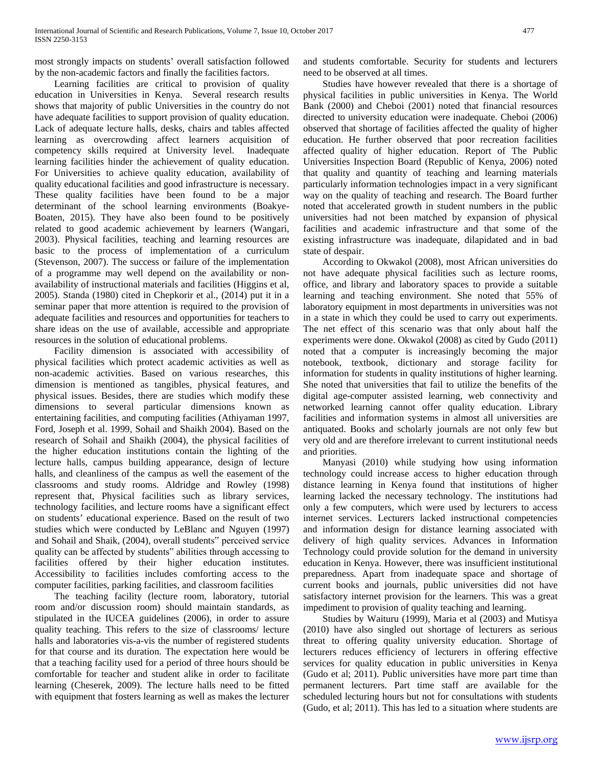most strongly impacts on students' overall satisfaction followed by the non-academic factors and finally the facilities factors.

Learning facilities are critical to provision of quality education in Universities in Kenya. Several research results shows that majority of public Universities in the country do not have adequate facilities to support provision of quality education. Lack of adequate lecture halls, desks, chairs and tables affected learning as overcrowding affect learners acquisition of competency skills required at University level. Inadequate learning facilities hinder the achievement of quality education. For Universities to achieve quality education, availability of quality educational facilities and good infrastructure is necessary. These quality facilities have been found to be a major determinant of the school learning environments (Boakye-Boaten, 2015). They have also been found to be positively related to good academic achievement by learners (Wangari, 2003). Physical facilities, teaching and learning resources are basic to the process of implementation of a curriculum (Stevenson, 2007). The success or failure of the implementation of a programme may well depend on the availability or non-availability of instructional materials and facilities (Higgins et al, 2005). Standa (1980) cited in Chepkorir et al., (2014) put it in a seminar paper that more attention is required to the provision of adequate facilities and resources and opportunities for teachers to share ideas on the use of available, accessible and appropriate resources in the solution of educational problems.

Facility dimension is associated with accessibility of physical facilities which protect academic activities as well as non-academic activities. Based on various researches, this dimension is mentioned as tangibles, physical features, and physical issues. Besides, there are studies which modify these dimensions to several particular dimensions known as entertaining facilities, and computing facilities (Athiyaman 1997, Ford, Joseph et al. 1999, Sohail and Shaikh 2004). Based on the research of Sohail and Shaikh (2004), the physical facilities of the higher education institutions contain the lighting of the lecture halls, campus building appearance, design of lecture halls, and cleanliness of the campus as well the easement of the classrooms and study rooms. Aldridge and Rowley (1998) represent that, Physical facilities such as library services, technology facilities, and lecture rooms have a significant effect on students' educational experience. Based on the result of two studies which were conducted by LeBlanc and Nguyen (1997) and Sohail and Shaik, (2004), overall students" perceived service quality can be affected by students" abilities through accessing to facilities offered by their higher education institutes. Accessibility to facilities includes comforting access to the computer facilities, parking facilities, and classroom facilities

The teaching facility (lecture room, laboratory, tutorial room and/or discussion room) should maintain standards, as stipulated in the IUCEA guidelines (2006), in order to assure quality teaching. This refers to the size of classrooms/ lecture halls and laboratories vis-a-vis the number of registered students for that course and its duration. The expectation here would be that a teaching facility used for a period of three hours should be comfortable for teacher and student alike in order to facilitate learning (Cheserek, 2009). The lecture halls need to be fitted with equipment that fosters learning as well as makes the lecturer and students comfortable. Security for students and lecturers need to be observed at all times.

Studies have however revealed that there is a shortage of physical facilities in public universities in Kenya. The World Bank (2000) and Cheboi (2001) noted that financial resources directed to university education were inadequate. Cheboi (2006) observed that shortage of facilities affected the quality of higher education. He further observed that poor recreation facilities affected quality of higher education. Report of The Public Universities Inspection Board (Republic of Kenya, 2006) noted that quality and quantity of teaching and learning materials particularly information technologies impact in a very significant way on the quality of teaching and research. The Board further noted that accelerated growth in student numbers in the public universities had not been matched by expansion of physical facilities and academic infrastructure and that some of the existing infrastructure was inadequate, dilapidated and in bad state of despair.

According to Okwakol (2008), most African universities do not have adequate physical facilities such as lecture rooms, office, and library and laboratory spaces to provide a suitable learning and teaching environment. She noted that 55% of laboratory equipment in most departments in universities was not in a state in which they could be used to carry out experiments. The net effect of this scenario was that only about half the experiments were done. Okwakol (2008) as cited by Gudo (2011) noted that a computer is increasingly becoming the major notebook, textbook, dictionary and storage facility for information for students in quality institutions of higher learning. She noted that universities that fail to utilize the benefits of the digital age-computer assisted learning, web connectivity and networked learning cannot offer quality education. Library facilities and information systems in almost all universities are antiquated. Books and scholarly journals are not only few but very old and are therefore irrelevant to current institutional needs and priorities.

Manyasi (2010) while studying how using information technology could increase access to higher education through distance learning in Kenya found that institutions of higher learning lacked the necessary technology. The institutions had only a few computers, which were used by lecturers to access internet services. Lecturers lacked instructional competencies and information design for distance learning associated with delivery of high quality services. Advances in Information Technology could provide solution for the demand in university education in Kenya. However, there was insufficient institutional preparedness. Apart from inadequate space and shortage of current books and journals, public universities did not have satisfactory internet provision for the learners. This was a great impediment to provision of quality teaching and learning.

Studies by Waituru (1999), Maria et al (2003) and Mutisya (2010) have also singled out shortage of lecturers as serious threat to offering quality university education. Shortage of lecturers reduces efficiency of lecturers in offering effective services for quality education in public universities in Kenya (Gudo et al; 2011). Public universities have more part time than permanent lecturers. Part time staff are available for the scheduled lecturing hours but not for consultations with students (Gudo, et al; 2011). This has led to a situation where students are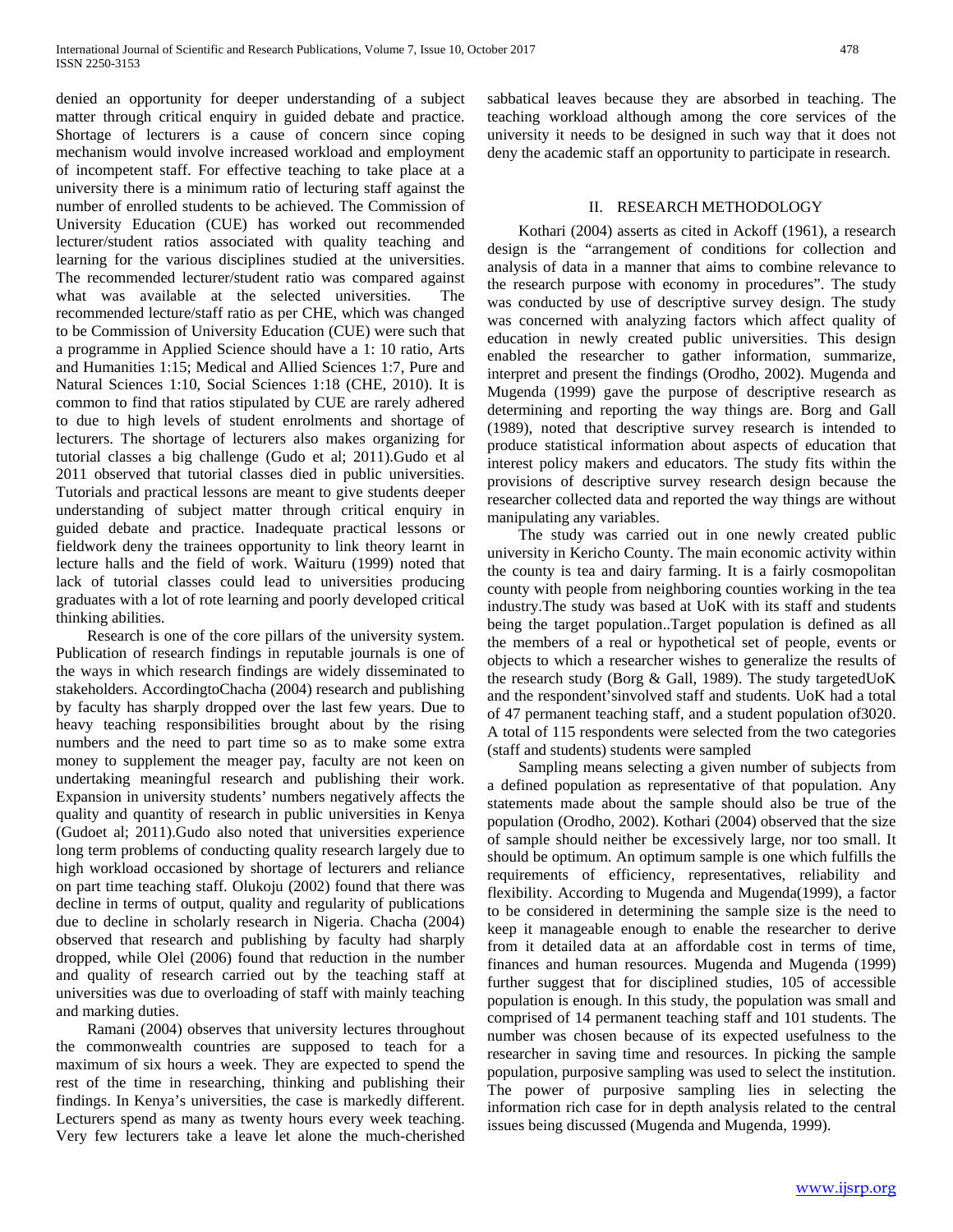denied an opportunity for deeper understanding of a subject matter through critical enquiry in guided debate and practice. Shortage of lecturers is a cause of concern since coping mechanism would involve increased workload and employment of incompetent staff. For effective teaching to take place at a university there is a minimum ratio of lecturing staff against the number of enrolled students to be achieved. The Commission of University Education (CUE) has worked out recommended lecturer/student ratios associated with quality teaching and learning for the various disciplines studied at the universities. The recommended lecturer/student ratio was compared against what was available at the selected universities. The recommended lecture/staff ratio as per CHE, which was changed to be Commission of University Education (CUE) were such that a programme in Applied Science should have a 1: 10 ratio, Arts and Humanities 1:15; Medical and Allied Sciences 1:7, Pure and Natural Sciences 1:10, Social Sciences 1:18 (CHE, 2010). It is common to find that ratios stipulated by CUE are rarely adhered to due to high levels of student enrolments and shortage of lecturers. The shortage of lecturers also makes organizing for tutorial classes a big challenge (Gudo et al; 2011).Gudo et al 2011 observed that tutorial classes died in public universities. Tutorials and practical lessons are meant to give students deeper understanding of subject matter through critical enquiry in guided debate and practice. Inadequate practical lessons or fieldwork deny the trainees opportunity to link theory learnt in lecture halls and the field of work. Waituru (1999) noted that lack of tutorial classes could lead to universities producing graduates with a lot of rote learning and poorly developed critical thinking abilities.

Research is one of the core pillars of the university system. Publication of research findings in reputable journals is one of the ways in which research findings are widely disseminated to stakeholders. AccordingtoChacha (2004) research and publishing by faculty has sharply dropped over the last few years. Due to heavy teaching responsibilities brought about by the rising numbers and the need to part time so as to make some extra money to supplement the meager pay, faculty are not keen on undertaking meaningful research and publishing their work. Expansion in university students' numbers negatively affects the quality and quantity of research in public universities in Kenya (Gudoet al; 2011).Gudo also noted that universities experience long term problems of conducting quality research largely due to high workload occasioned by shortage of lecturers and reliance on part time teaching staff. Olukoju (2002) found that there was decline in terms of output, quality and regularity of publications due to decline in scholarly research in Nigeria. Chacha (2004) observed that research and publishing by faculty had sharply dropped, while Olel (2006) found that reduction in the number and quality of research carried out by the teaching staff at universities was due to overloading of staff with mainly teaching and marking duties.

Ramani (2004) observes that university lectures throughout the commonwealth countries are supposed to teach for a maximum of six hours a week. They are expected to spend the rest of the time in researching, thinking and publishing their findings. In Kenya's universities, the case is markedly different. Lecturers spend as many as twenty hours every week teaching. Very few lecturers take a leave let alone the much-cherished sabbatical leaves because they are absorbed in teaching. The teaching workload although among the core services of the university it needs to be designed in such way that it does not deny the academic staff an opportunity to participate in research.

## II. RESEARCH METHODOLOGY

Kothari (2004) asserts as cited in Ackoff (1961), a research design is the "arrangement of conditions for collection and analysis of data in a manner that aims to combine relevance to the research purpose with economy in procedures". The study was conducted by use of descriptive survey design. The study was concerned with analyzing factors which affect quality of education in newly created public universities. This design enabled the researcher to gather information, summarize, interpret and present the findings (Orodho, 2002). Mugenda and Mugenda (1999) gave the purpose of descriptive research as determining and reporting the way things are. Borg and Gall (1989), noted that descriptive survey research is intended to produce statistical information about aspects of education that interest policy makers and educators. The study fits within the provisions of descriptive survey research design because the researcher collected data and reported the way things are without manipulating any variables.

The study was carried out in one newly created public university in Kericho County. The main economic activity within the county is tea and dairy farming. It is a fairly cosmopolitan county with people from neighboring counties working in the tea industry.The study was based at UoK with its staff and students being the target population..Target population is defined as all the members of a real or hypothetical set of people, events or objects to which a researcher wishes to generalize the results of the research study (Borg & Gall, 1989). The study targetedUoK and the respondent'sinvolved staff and students. UoK had a total of 47 permanent teaching staff, and a student population of3020. A total of 115 respondents were selected from the two categories (staff and students) students were sampled

Sampling means selecting a given number of subjects from a defined population as representative of that population. Any statements made about the sample should also be true of the population (Orodho, 2002). Kothari (2004) observed that the size of sample should neither be excessively large, nor too small. It should be optimum. An optimum sample is one which fulfills the requirements of efficiency, representatives, reliability and flexibility. According to Mugenda and Mugenda(1999), a factor to be considered in determining the sample size is the need to keep it manageable enough to enable the researcher to derive from it detailed data at an affordable cost in terms of time, finances and human resources. Mugenda and Mugenda (1999) further suggest that for disciplined studies, 105 of accessible population is enough. In this study, the population was small and comprised of 14 permanent teaching staff and 101 students. The number was chosen because of its expected usefulness to the researcher in saving time and resources. In picking the sample population, purposive sampling was used to select the institution. The power of purposive sampling lies in selecting the information rich case for in depth analysis related to the central issues being discussed (Mugenda and Mugenda, 1999).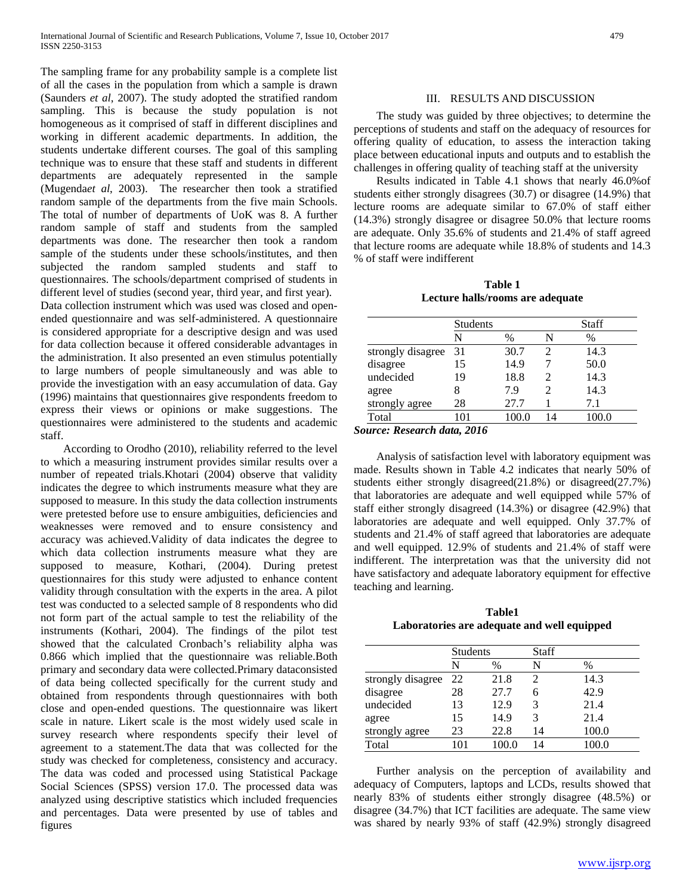The sampling frame for any probability sample is a complete list of all the cases in the population from which a sample is drawn (Saunders *et al*, 2007). The study adopted the stratified random sampling. This is because the study population is not homogeneous as it comprised of staff in different disciplines and working in different academic departments. In addition, the students undertake different courses. The goal of this sampling technique was to ensure that these staff and students in different departments are adequately represented in the sample (Mugenda*et al*, 2003). The researcher then took a stratified random sample of the departments from the five main Schools. The total of number of departments of UoK was 8. A further random sample of staff and students from the sampled departments was done. The researcher then took a random sample of the students under these schools/institutes, and then subjected the random sampled students and staff to questionnaires. The schools/department comprised of students in different level of studies (second year, third year, and first year).

Data collection instrument which was used was closed and open-ended questionnaire and was self-administered. A questionnaire is considered appropriate for a descriptive design and was used for data collection because it offered considerable advantages in the administration. It also presented an even stimulus potentially to large numbers of people simultaneously and was able to provide the investigation with an easy accumulation of data. Gay (1996) maintains that questionnaires give respondents freedom to express their views or opinions or make suggestions. The questionnaires were administered to the students and academic staff.

According to Orodho (2010), reliability referred to the level to which a measuring instrument provides similar results over a number of repeated trials.Khotari (2004) observe that validity indicates the degree to which instruments measure what they are supposed to measure. In this study the data collection instruments were pretested before use to ensure ambiguities, deficiencies and weaknesses were removed and to ensure consistency and accuracy was achieved.Validity of data indicates the degree to which data collection instruments measure what they are supposed to measure, Kothari, (2004). During pretest questionnaires for this study were adjusted to enhance content validity through consultation with the experts in the area. A pilot test was conducted to a selected sample of 8 respondents who did not form part of the actual sample to test the reliability of the instruments (Kothari, 2004). The findings of the pilot test showed that the calculated Cronbach's reliability alpha was 0.866 which implied that the questionnaire was reliable.Both primary and secondary data were collected.Primary dataconsisted of data being collected specifically for the current study and obtained from respondents through questionnaires with both close and open-ended questions. The questionnaire was likert scale in nature. Likert scale is the most widely used scale in survey research where respondents specify their level of agreement to a statement.The data that was collected for the study was checked for completeness, consistency and accuracy. The data was coded and processed using Statistical Package Social Sciences (SPSS) version 17.0. The processed data was analyzed using descriptive statistics which included frequencies and percentages. Data were presented by use of tables and figures

## III. RESULTS AND DISCUSSION

The study was guided by three objectives; to determine the perceptions of students and staff on the adequacy of resources for offering quality of education, to assess the interaction taking place between educational inputs and outputs and to establish the challenges in offering quality of teaching staff at the university

Results indicated in Table 4.1 shows that nearly 46.0%of students either strongly disagrees (30.7) or disagree (14.9%) that lecture rooms are adequate similar to 67.0% of staff either (14.3%) strongly disagree or disagree 50.0% that lecture rooms are adequate. Only 35.6% of students and 21.4% of staff agreed that lecture rooms are adequate while 18.8% of students and 14.3 % of staff were indifferent

**Table 1**
**Lecture halls/rooms are adequate**

| | Students | | Staff | |
|---|---|---|---|---|
| | N | % | N | % |
| strongly disagree | 31 | 30.7 | 2 | 14.3 |
| disagree | 15 | 14.9 | 7 | 50.0 |
| undecided | 19 | 18.8 | 2 | 14.3 |
| agree | 8 | 7.9 | 2 | 14.3 |
| strongly agree | 28 | 27.7 | 1 | 7.1 |
| Total | 101 | 100.0 | 14 | 100.0 |

***Source: Research data, 2016***

Analysis of satisfaction level with laboratory equipment was made. Results shown in Table 4.2 indicates that nearly 50% of students either strongly disagreed(21.8%) or disagreed(27.7%) that laboratories are adequate and well equipped while 57% of staff either strongly disagreed (14.3%) or disagree (42.9%) that laboratories are adequate and well equipped. Only 37.7% of students and 21.4% of staff agreed that laboratories are adequate and well equipped. 12.9% of students and 21.4% of staff were indifferent. The interpretation was that the university did not have satisfactory and adequate laboratory equipment for effective teaching and learning.

**Table1**
**Laboratories are adequate and well equipped**

| | Students | | Staff | |
|---|---|---|---|---|
| | N | % | N | % |
| strongly disagree | 22 | 21.8 | 2 | 14.3 |
| disagree | 28 | 27.7 | 6 | 42.9 |
| undecided | 13 | 12.9 | 3 | 21.4 |
| agree | 15 | 14.9 | 3 | 21.4 |
| strongly agree | 23 | 22.8 | 14 | 100.0 |
| Total | 101 | 100.0 | 14 | 100.0 |

Further analysis on the perception of availability and adequacy of Computers, laptops and LCDs, results showed that nearly 83% of students either strongly disagree (48.5%) or disagree (34.7%) that ICT facilities are adequate. The same view was shared by nearly 93% of staff (42.9%) strongly disagreed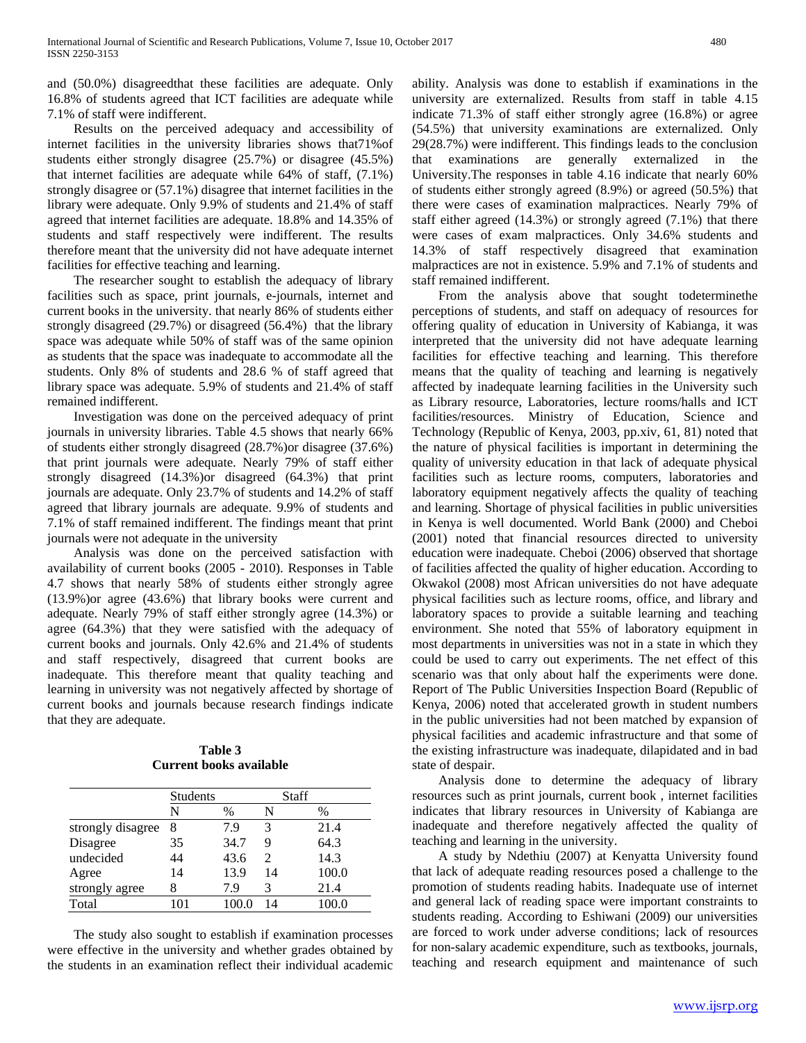and (50.0%) disagreedthat these facilities are adequate. Only 16.8% of students agreed that ICT facilities are adequate while 7.1% of staff were indifferent.

Results on the perceived adequacy and accessibility of internet facilities in the university libraries shows that71%of students either strongly disagree (25.7%) or disagree (45.5%) that internet facilities are adequate while 64% of staff, (7.1%) strongly disagree or (57.1%) disagree that internet facilities in the library were adequate. Only 9.9% of students and 21.4% of staff agreed that internet facilities are adequate. 18.8% and 14.35% of students and staff respectively were indifferent. The results therefore meant that the university did not have adequate internet facilities for effective teaching and learning.

The researcher sought to establish the adequacy of library facilities such as space, print journals, e-journals, internet and current books in the university. that nearly 86% of students either strongly disagreed (29.7%) or disagreed (56.4%) that the library space was adequate while 50% of staff was of the same opinion as students that the space was inadequate to accommodate all the students. Only 8% of students and 28.6 % of staff agreed that library space was adequate. 5.9% of students and 21.4% of staff remained indifferent.

Investigation was done on the perceived adequacy of print journals in university libraries. Table 4.5 shows that nearly 66% of students either strongly disagreed (28.7%)or disagree (37.6%) that print journals were adequate. Nearly 79% of staff either strongly disagreed (14.3%)or disagreed (64.3%) that print journals are adequate. Only 23.7% of students and 14.2% of staff agreed that library journals are adequate. 9.9% of students and 7.1% of staff remained indifferent. The findings meant that print journals were not adequate in the university

Analysis was done on the perceived satisfaction with availability of current books (2005 - 2010). Responses in Table 4.7 shows that nearly 58% of students either strongly agree (13.9%)or agree (43.6%) that library books were current and adequate. Nearly 79% of staff either strongly agree (14.3%) or agree (64.3%) that they were satisfied with the adequacy of current books and journals. Only 42.6% and 21.4% of students and staff respectively, disagreed that current books are inadequate. This therefore meant that quality teaching and learning in university was not negatively affected by shortage of current books and journals because research findings indicate that they are adequate.

**Table 3**
**Current books available**

| | Students | | Staff | |
|---|---|---|---|---|
| | N | % | N | % |
| strongly disagree | 8 | 7.9 | 3 | 21.4 |
| Disagree | 35 | 34.7 | 9 | 64.3 |
| undecided | 44 | 43.6 | 2 | 14.3 |
| Agree | 14 | 13.9 | 14 | 100.0 |
| strongly agree | 8 | 7.9 | 3 | 21.4 |
| Total | 101 | 100.0 | 14 | 100.0 |

The study also sought to establish if examination processes were effective in the university and whether grades obtained by the students in an examination reflect their individual academic ability. Analysis was done to establish if examinations in the university are externalized. Results from staff in table 4.15 indicate 71.3% of staff either strongly agree (16.8%) or agree (54.5%) that university examinations are externalized. Only 29(28.7%) were indifferent. This findings leads to the conclusion that examinations are generally externalized in the University.The responses in table 4.16 indicate that nearly 60% of students either strongly agreed (8.9%) or agreed (50.5%) that there were cases of examination malpractices. Nearly 79% of staff either agreed (14.3%) or strongly agreed (7.1%) that there were cases of exam malpractices. Only 34.6% students and 14.3% of staff respectively disagreed that examination malpractices are not in existence. 5.9% and 7.1% of students and staff remained indifferent.

From the analysis above that sought todeterminethe perceptions of students, and staff on adequacy of resources for offering quality of education in University of Kabianga, it was interpreted that the university did not have adequate learning facilities for effective teaching and learning. This therefore means that the quality of teaching and learning is negatively affected by inadequate learning facilities in the University such as Library resource, Laboratories, lecture rooms/halls and ICT facilities/resources. Ministry of Education, Science and Technology (Republic of Kenya, 2003, pp.xiv, 61, 81) noted that the nature of physical facilities is important in determining the quality of university education in that lack of adequate physical facilities such as lecture rooms, computers, laboratories and laboratory equipment negatively affects the quality of teaching and learning. Shortage of physical facilities in public universities in Kenya is well documented. World Bank (2000) and Cheboi (2001) noted that financial resources directed to university education were inadequate. Cheboi (2006) observed that shortage of facilities affected the quality of higher education. According to Okwakol (2008) most African universities do not have adequate physical facilities such as lecture rooms, office, and library and laboratory spaces to provide a suitable learning and teaching environment. She noted that 55% of laboratory equipment in most departments in universities was not in a state in which they could be used to carry out experiments. The net effect of this scenario was that only about half the experiments were done. Report of The Public Universities Inspection Board (Republic of Kenya, 2006) noted that accelerated growth in student numbers in the public universities had not been matched by expansion of physical facilities and academic infrastructure and that some of the existing infrastructure was inadequate, dilapidated and in bad state of despair.

Analysis done to determine the adequacy of library resources such as print journals, current book , internet facilities indicates that library resources in University of Kabianga are inadequate and therefore negatively affected the quality of teaching and learning in the university.

A study by Ndethiu (2007) at Kenyatta University found that lack of adequate reading resources posed a challenge to the promotion of students reading habits. Inadequate use of internet and general lack of reading space were important constraints to students reading. According to Eshiwani (2009) our universities are forced to work under adverse conditions; lack of resources for non-salary academic expenditure, such as textbooks, journals, teaching and research equipment and maintenance of such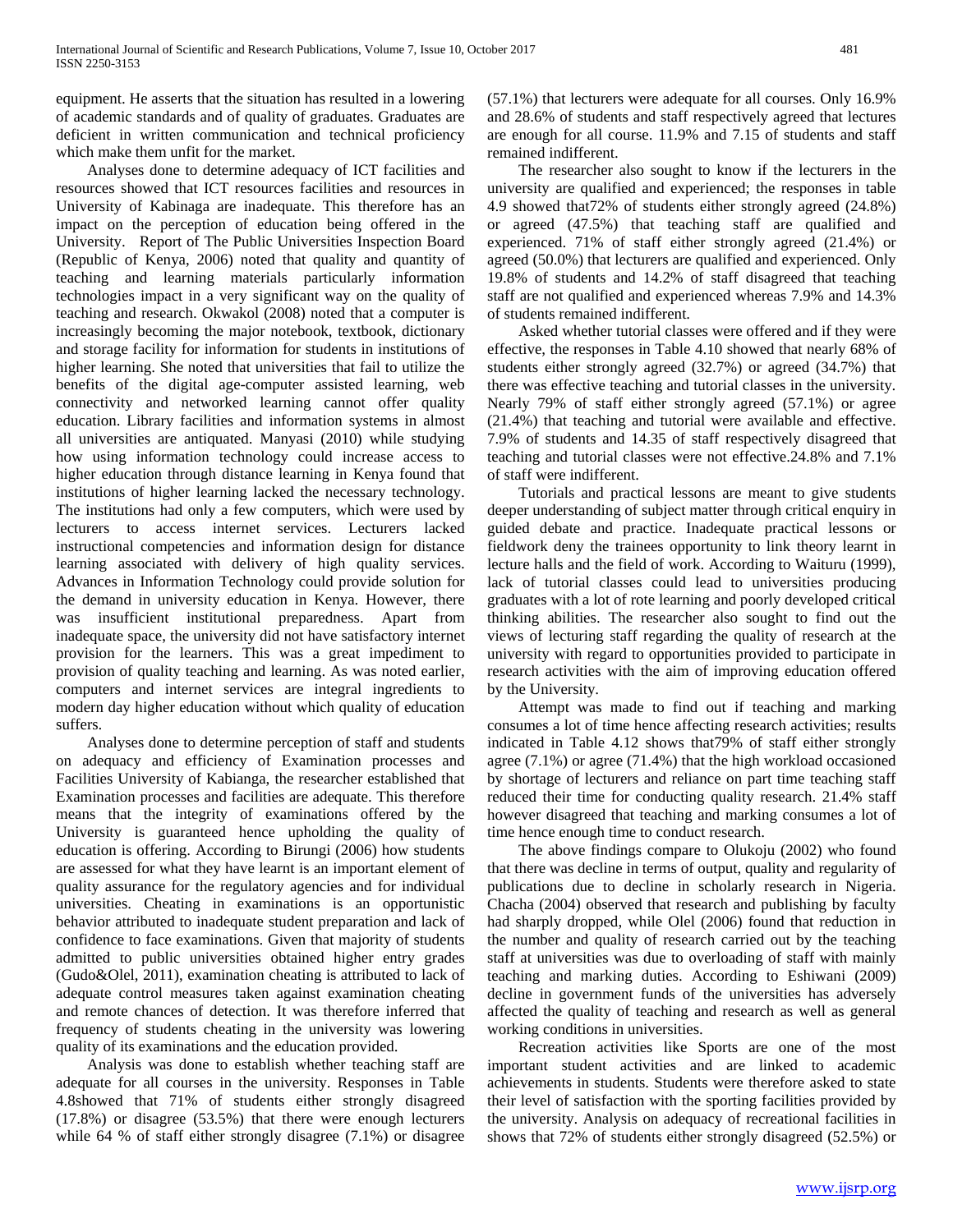equipment. He asserts that the situation has resulted in a lowering of academic standards and of quality of graduates. Graduates are deficient in written communication and technical proficiency which make them unfit for the market.

Analyses done to determine adequacy of ICT facilities and resources showed that ICT resources facilities and resources in University of Kabinaga are inadequate. This therefore has an impact on the perception of education being offered in the University. Report of The Public Universities Inspection Board (Republic of Kenya, 2006) noted that quality and quantity of teaching and learning materials particularly information technologies impact in a very significant way on the quality of teaching and research. Okwakol (2008) noted that a computer is increasingly becoming the major notebook, textbook, dictionary and storage facility for information for students in institutions of higher learning. She noted that universities that fail to utilize the benefits of the digital age-computer assisted learning, web connectivity and networked learning cannot offer quality education. Library facilities and information systems in almost all universities are antiquated. Manyasi (2010) while studying how using information technology could increase access to higher education through distance learning in Kenya found that institutions of higher learning lacked the necessary technology. The institutions had only a few computers, which were used by lecturers to access internet services. Lecturers lacked instructional competencies and information design for distance learning associated with delivery of high quality services. Advances in Information Technology could provide solution for the demand in university education in Kenya. However, there was insufficient institutional preparedness. Apart from inadequate space, the university did not have satisfactory internet provision for the learners. This was a great impediment to provision of quality teaching and learning. As was noted earlier, computers and internet services are integral ingredients to modern day higher education without which quality of education suffers.

Analyses done to determine perception of staff and students on adequacy and efficiency of Examination processes and Facilities University of Kabianga, the researcher established that Examination processes and facilities are adequate. This therefore means that the integrity of examinations offered by the University is guaranteed hence upholding the quality of education is offering. According to Birungi (2006) how students are assessed for what they have learnt is an important element of quality assurance for the regulatory agencies and for individual universities. Cheating in examinations is an opportunistic behavior attributed to inadequate student preparation and lack of confidence to face examinations. Given that majority of students admitted to public universities obtained higher entry grades (Gudo&Olel, 2011), examination cheating is attributed to lack of adequate control measures taken against examination cheating and remote chances of detection. It was therefore inferred that frequency of students cheating in the university was lowering quality of its examinations and the education provided.

Analysis was done to establish whether teaching staff are adequate for all courses in the university. Responses in Table 4.8showed that 71% of students either strongly disagreed (17.8%) or disagree (53.5%) that there were enough lecturers while 64 % of staff either strongly disagree (7.1%) or disagree (57.1%) that lecturers were adequate for all courses. Only 16.9% and 28.6% of students and staff respectively agreed that lectures are enough for all course. 11.9% and 7.15 of students and staff remained indifferent.

The researcher also sought to know if the lecturers in the university are qualified and experienced; the responses in table 4.9 showed that72% of students either strongly agreed (24.8%) or agreed (47.5%) that teaching staff are qualified and experienced. 71% of staff either strongly agreed (21.4%) or agreed (50.0%) that lecturers are qualified and experienced. Only 19.8% of students and 14.2% of staff disagreed that teaching staff are not qualified and experienced whereas 7.9% and 14.3% of students remained indifferent.

Asked whether tutorial classes were offered and if they were effective, the responses in Table 4.10 showed that nearly 68% of students either strongly agreed (32.7%) or agreed (34.7%) that there was effective teaching and tutorial classes in the university. Nearly 79% of staff either strongly agreed (57.1%) or agree (21.4%) that teaching and tutorial were available and effective. 7.9% of students and 14.35 of staff respectively disagreed that teaching and tutorial classes were not effective.24.8% and 7.1% of staff were indifferent.

Tutorials and practical lessons are meant to give students deeper understanding of subject matter through critical enquiry in guided debate and practice. Inadequate practical lessons or fieldwork deny the trainees opportunity to link theory learnt in lecture halls and the field of work. According to Waituru (1999), lack of tutorial classes could lead to universities producing graduates with a lot of rote learning and poorly developed critical thinking abilities. The researcher also sought to find out the views of lecturing staff regarding the quality of research at the university with regard to opportunities provided to participate in research activities with the aim of improving education offered by the University.

Attempt was made to find out if teaching and marking consumes a lot of time hence affecting research activities; results indicated in Table 4.12 shows that79% of staff either strongly agree (7.1%) or agree (71.4%) that the high workload occasioned by shortage of lecturers and reliance on part time teaching staff reduced their time for conducting quality research. 21.4% staff however disagreed that teaching and marking consumes a lot of time hence enough time to conduct research.

The above findings compare to Olukoju (2002) who found that there was decline in terms of output, quality and regularity of publications due to decline in scholarly research in Nigeria. Chacha (2004) observed that research and publishing by faculty had sharply dropped, while Olel (2006) found that reduction in the number and quality of research carried out by the teaching staff at universities was due to overloading of staff with mainly teaching and marking duties. According to Eshiwani (2009) decline in government funds of the universities has adversely affected the quality of teaching and research as well as general working conditions in universities.

Recreation activities like Sports are one of the most important student activities and are linked to academic achievements in students. Students were therefore asked to state their level of satisfaction with the sporting facilities provided by the university. Analysis on adequacy of recreational facilities in shows that 72% of students either strongly disagreed (52.5%) or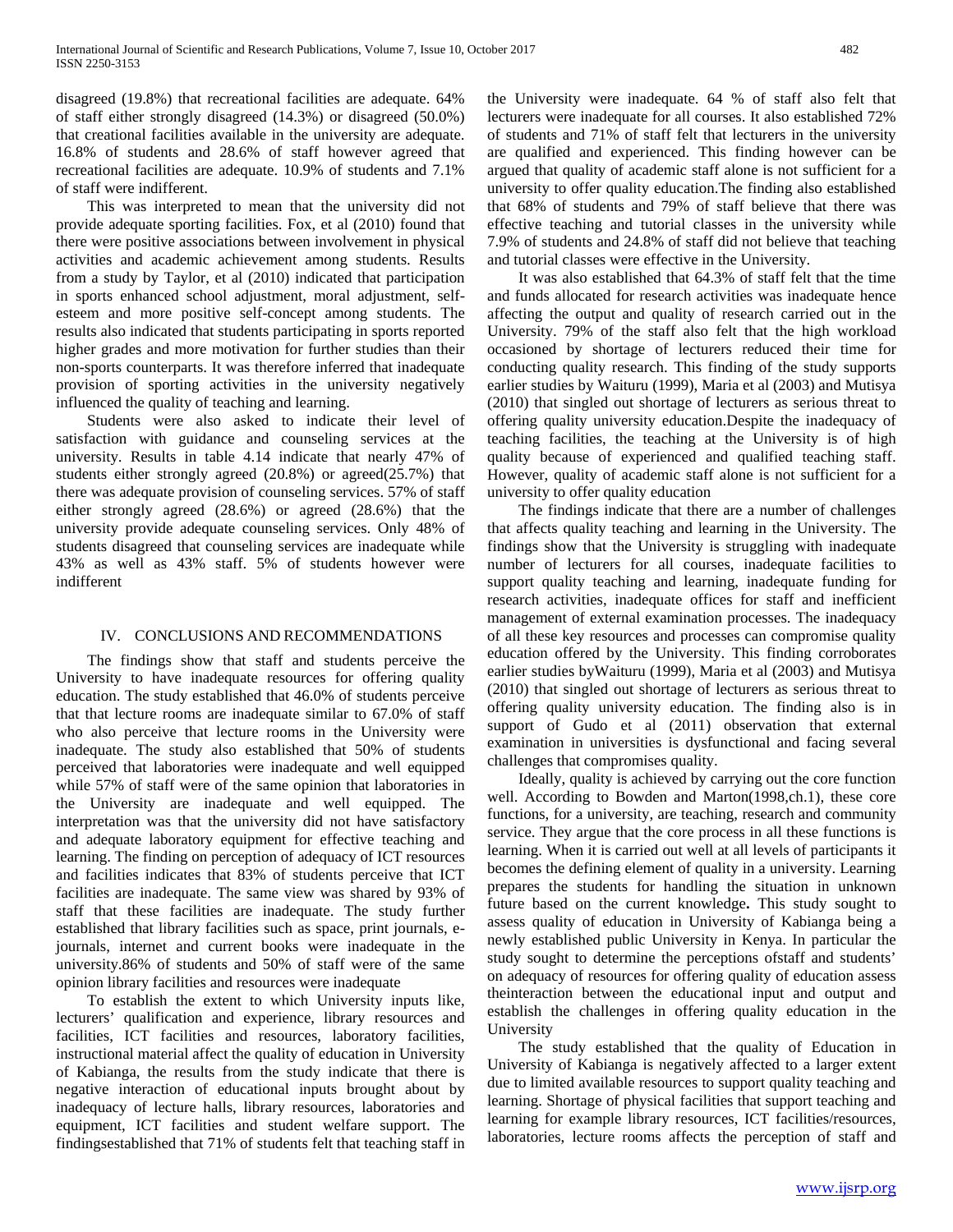disagreed (19.8%) that recreational facilities are adequate. 64% of staff either strongly disagreed (14.3%) or disagreed (50.0%) that creational facilities available in the university are adequate. 16.8% of students and 28.6% of staff however agreed that recreational facilities are adequate. 10.9% of students and 7.1% of staff were indifferent.

This was interpreted to mean that the university did not provide adequate sporting facilities. Fox, et al (2010) found that there were positive associations between involvement in physical activities and academic achievement among students. Results from a study by Taylor, et al (2010) indicated that participation in sports enhanced school adjustment, moral adjustment, self-esteem and more positive self-concept among students. The results also indicated that students participating in sports reported higher grades and more motivation for further studies than their non-sports counterparts. It was therefore inferred that inadequate provision of sporting activities in the university negatively influenced the quality of teaching and learning.

Students were also asked to indicate their level of satisfaction with guidance and counseling services at the university. Results in table 4.14 indicate that nearly 47% of students either strongly agreed (20.8%) or agreed(25.7%) that there was adequate provision of counseling services. 57% of staff either strongly agreed (28.6%) or agreed (28.6%) that the university provide adequate counseling services. Only 48% of students disagreed that counseling services are inadequate while 43% as well as 43% staff. 5% of students however were indifferent

## IV. CONCLUSIONS AND RECOMMENDATIONS

The findings show that staff and students perceive the University to have inadequate resources for offering quality education. The study established that 46.0% of students perceive that that lecture rooms are inadequate similar to 67.0% of staff who also perceive that lecture rooms in the University were inadequate. The study also established that 50% of students perceived that laboratories were inadequate and well equipped while 57% of staff were of the same opinion that laboratories in the University are inadequate and well equipped. The interpretation was that the university did not have satisfactory and adequate laboratory equipment for effective teaching and learning. The finding on perception of adequacy of ICT resources and facilities indicates that 83% of students perceive that ICT facilities are inadequate. The same view was shared by 93% of staff that these facilities are inadequate. The study further established that library facilities such as space, print journals, e-journals, internet and current books were inadequate in the university.86% of students and 50% of staff were of the same opinion library facilities and resources were inadequate

To establish the extent to which University inputs like, lecturers' qualification and experience, library resources and facilities, ICT facilities and resources, laboratory facilities, instructional material affect the quality of education in University of Kabianga, the results from the study indicate that there is negative interaction of educational inputs brought about by inadequacy of lecture halls, library resources, laboratories and equipment, ICT facilities and student welfare support. The findingsestablished that 71% of students felt that teaching staff in the University were inadequate. 64 % of staff also felt that lecturers were inadequate for all courses. It also established 72% of students and 71% of staff felt that lecturers in the university are qualified and experienced. This finding however can be argued that quality of academic staff alone is not sufficient for a university to offer quality education.The finding also established that 68% of students and 79% of staff believe that there was effective teaching and tutorial classes in the university while 7.9% of students and 24.8% of staff did not believe that teaching and tutorial classes were effective in the University.

It was also established that 64.3% of staff felt that the time and funds allocated for research activities was inadequate hence affecting the output and quality of research carried out in the University. 79% of the staff also felt that the high workload occasioned by shortage of lecturers reduced their time for conducting quality research. This finding of the study supports earlier studies by Waituru (1999), Maria et al (2003) and Mutisya (2010) that singled out shortage of lecturers as serious threat to offering quality university education.Despite the inadequacy of teaching facilities, the teaching at the University is of high quality because of experienced and qualified teaching staff. However, quality of academic staff alone is not sufficient for a university to offer quality education

The findings indicate that there are a number of challenges that affects quality teaching and learning in the University. The findings show that the University is struggling with inadequate number of lecturers for all courses, inadequate facilities to support quality teaching and learning, inadequate funding for research activities, inadequate offices for staff and inefficient management of external examination processes. The inadequacy of all these key resources and processes can compromise quality education offered by the University. This finding corroborates earlier studies byWaituru (1999), Maria et al (2003) and Mutisya (2010) that singled out shortage of lecturers as serious threat to offering quality university education. The finding also is in support of Gudo et al (2011) observation that external examination in universities is dysfunctional and facing several challenges that compromises quality.

Ideally, quality is achieved by carrying out the core function well. According to Bowden and Marton(1998,ch.1), these core functions, for a university, are teaching, research and community service. They argue that the core process in all these functions is learning. When it is carried out well at all levels of participants it becomes the defining element of quality in a university. Learning prepares the students for handling the situation in unknown future based on the current knowledge**.** This study sought to assess quality of education in University of Kabianga being a newly established public University in Kenya. In particular the study sought to determine the perceptions ofstaff and students' on adequacy of resources for offering quality of education assess theinteraction between the educational input and output and establish the challenges in offering quality education in the University

The study established that the quality of Education in University of Kabianga is negatively affected to a larger extent due to limited available resources to support quality teaching and learning. Shortage of physical facilities that support teaching and learning for example library resources, ICT facilities/resources, laboratories, lecture rooms affects the perception of staff and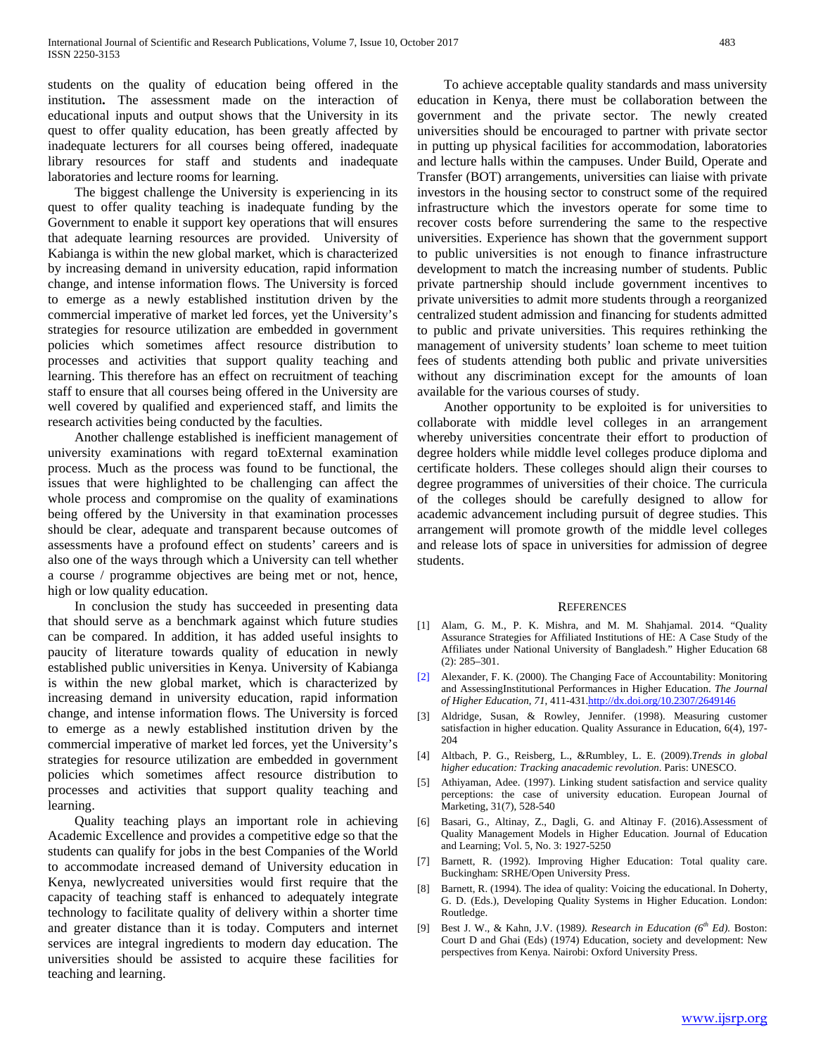students on the quality of education being offered in the institution**.** The assessment made on the interaction of educational inputs and output shows that the University in its quest to offer quality education, has been greatly affected by inadequate lecturers for all courses being offered, inadequate library resources for staff and students and inadequate laboratories and lecture rooms for learning.

The biggest challenge the University is experiencing in its quest to offer quality teaching is inadequate funding by the Government to enable it support key operations that will ensures that adequate learning resources are provided. University of Kabianga is within the new global market, which is characterized by increasing demand in university education, rapid information change, and intense information flows. The University is forced to emerge as a newly established institution driven by the commercial imperative of market led forces, yet the University's strategies for resource utilization are embedded in government policies which sometimes affect resource distribution to processes and activities that support quality teaching and learning. This therefore has an effect on recruitment of teaching staff to ensure that all courses being offered in the University are well covered by qualified and experienced staff, and limits the research activities being conducted by the faculties.

Another challenge established is inefficient management of university examinations with regard toExternal examination process. Much as the process was found to be functional, the issues that were highlighted to be challenging can affect the whole process and compromise on the quality of examinations being offered by the University in that examination processes should be clear, adequate and transparent because outcomes of assessments have a profound effect on students' careers and is also one of the ways through which a University can tell whether a course / programme objectives are being met or not, hence, high or low quality education.

In conclusion the study has succeeded in presenting data that should serve as a benchmark against which future studies can be compared. In addition, it has added useful insights to paucity of literature towards quality of education in newly established public universities in Kenya. University of Kabianga is within the new global market, which is characterized by increasing demand in university education, rapid information change, and intense information flows. The University is forced to emerge as a newly established institution driven by the commercial imperative of market led forces, yet the University's strategies for resource utilization are embedded in government policies which sometimes affect resource distribution to processes and activities that support quality teaching and learning.

Quality teaching plays an important role in achieving Academic Excellence and provides a competitive edge so that the students can qualify for jobs in the best Companies of the World to accommodate increased demand of University education in Kenya, newlycreated universities would first require that the capacity of teaching staff is enhanced to adequately integrate technology to facilitate quality of delivery within a shorter time and greater distance than it is today. Computers and internet services are integral ingredients to modern day education. The universities should be assisted to acquire these facilities for teaching and learning.

To achieve acceptable quality standards and mass university education in Kenya, there must be collaboration between the government and the private sector. The newly created universities should be encouraged to partner with private sector in putting up physical facilities for accommodation, laboratories and lecture halls within the campuses. Under Build, Operate and Transfer (BOT) arrangements, universities can liaise with private investors in the housing sector to construct some of the required infrastructure which the investors operate for some time to recover costs before surrendering the same to the respective universities. Experience has shown that the government support to public universities is not enough to finance infrastructure development to match the increasing number of students. Public private partnership should include government incentives to private universities to admit more students through a reorganized centralized student admission and financing for students admitted to public and private universities. This requires rethinking the management of university students' loan scheme to meet tuition fees of students attending both public and private universities without any discrimination except for the amounts of loan available for the various courses of study.

Another opportunity to be exploited is for universities to collaborate with middle level colleges in an arrangement whereby universities concentrate their effort to production of degree holders while middle level colleges produce diploma and certificate holders. These colleges should align their courses to degree programmes of universities of their choice. The curricula of the colleges should be carefully designed to allow for academic advancement including pursuit of degree studies. This arrangement will promote growth of the middle level colleges and release lots of space in universities for admission of degree students.

## REFERENCES

[1] Alam, G. M., P. K. Mishra, and M. M. Shahjamal. 2014. "Quality Assurance Strategies for Affiliated Institutions of HE: A Case Study of the Affiliates under National University of Bangladesh." Higher Education 68 (2): 285–301.

[2] Alexander, F. K. (2000). The Changing Face of Accountability: Monitoring and AssessingInstitutional Performances in Higher Education. *The Journal of Higher Education, 71*, 411-431.http://dx.doi.org/10.2307/2649146

[3] Aldridge, Susan, & Rowley, Jennifer. (1998). Measuring customer satisfaction in higher education. Quality Assurance in Education, 6(4), 197-204

[4] Altbach, P. G., Reisberg, L., &Rumbley, L. E. (2009).*Trends in global higher education: Tracking anacademic revolution*. Paris: UNESCO.

[5] Athiyaman, Adee. (1997). Linking student satisfaction and service quality perceptions: the case of university education. European Journal of Marketing, 31(7), 528-540

[6] Basari, G., Altinay, Z., Dagli, G. and Altinay F. (2016).Assessment of Quality Management Models in Higher Education. Journal of Education and Learning; Vol. 5, No. 3: 1927-5250

[7] Barnett, R. (1992). Improving Higher Education: Total quality care. Buckingham: SRHE/Open University Press.

[8] Barnett, R. (1994). The idea of quality: Voicing the educational. In Doherty, G. D. (Eds.), Developing Quality Systems in Higher Education. London: Routledge.

[9] Best J. W., & Kahn, J.V. (1989*). Research in Education (6th Ed).* Boston: Court D and Ghai (Eds) (1974) Education, society and development: New perspectives from Kenya. Nairobi: Oxford University Press.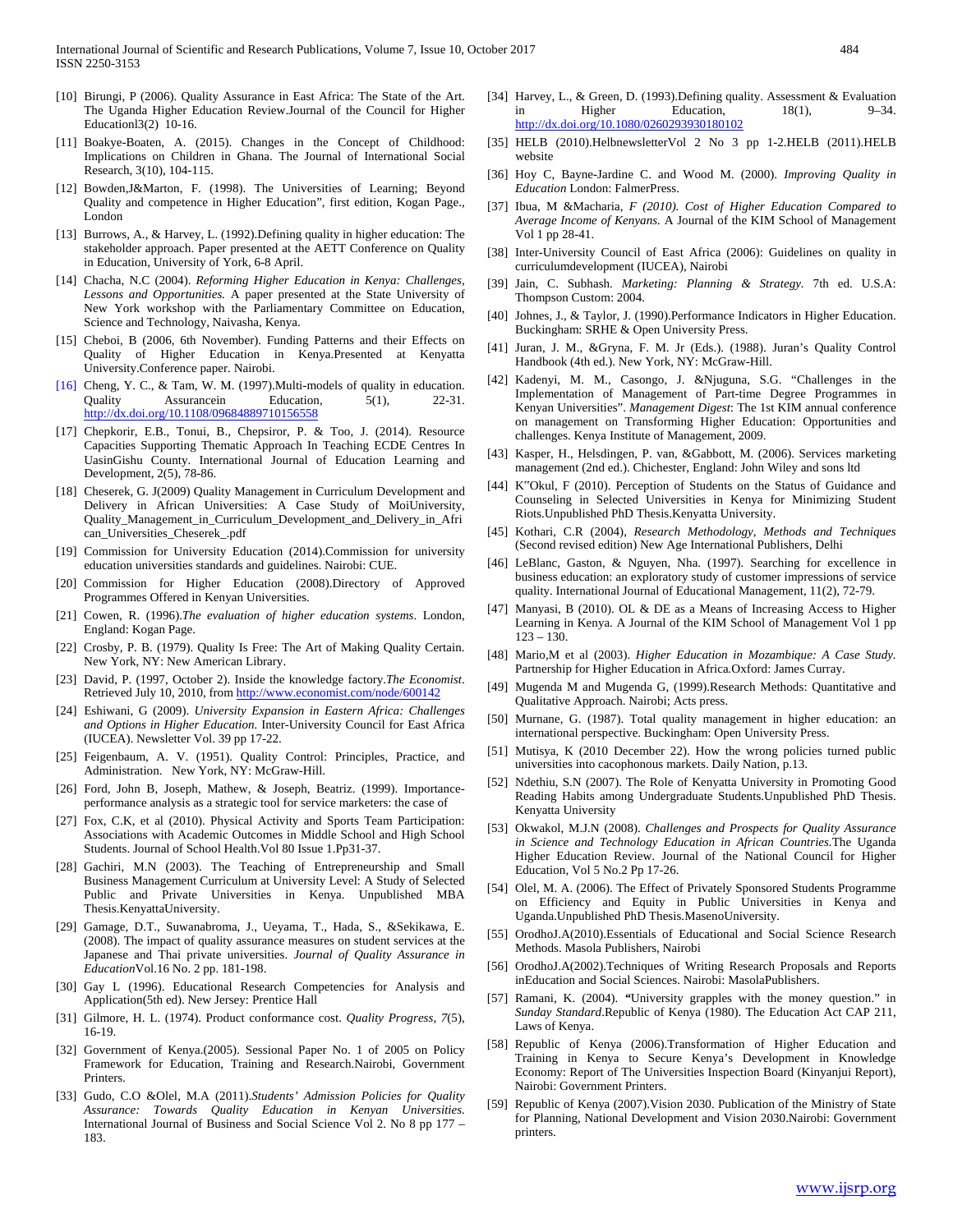[10] Birungi, P (2006). Quality Assurance in East Africa: The State of the Art. The Uganda Higher Education Review.Journal of the Council for Higher Educationl3(2) 10-16.

[11] Boakye-Boaten, A. (2015). Changes in the Concept of Childhood: Implications on Children in Ghana. The Journal of International Social Research, 3(10), 104-115.

[12] Bowden,J&Marton, F. (1998). The Universities of Learning; Beyond Quality and competence in Higher Education", first edition, Kogan Page., London

[13] Burrows, A., & Harvey, L. (1992).Defining quality in higher education: The stakeholder approach. Paper presented at the AETT Conference on Quality in Education, University of York, 6-8 April.

[14] Chacha, N.C (2004). *Reforming Higher Education in Kenya: Challenges, Lessons and Opportunities.* A paper presented at the State University of New York workshop with the Parliamentary Committee on Education, Science and Technology, Naivasha, Kenya.

[15] Cheboi, B (2006, 6th November). Funding Patterns and their Effects on Quality of Higher Education in Kenya.Presented at Kenyatta University.Conference paper. Nairobi.

[16] Cheng, Y. C., & Tam, W. M. (1997).Multi-models of quality in education. Quality Assurancein Education, 5(1), 22-31. http://dx.doi.org/10.1108/09684889710156558

[17] Chepkorir, E.B., Tonui, B., Chepsiror, P. & Too, J. (2014). Resource Capacities Supporting Thematic Approach In Teaching ECDE Centres In UasinGishu County. International Journal of Education Learning and Development, 2(5), 78-86.

[18] Cheserek, G. J(2009) Quality Management in Curriculum Development and Delivery in African Universities: A Case Study of MoiUniversity, Quality_Management_in_Curriculum_Development_and_Delivery_in_African_Universities_Cheserek_.pdf

[19] Commission for University Education (2014).Commission for university education universities standards and guidelines. Nairobi: CUE.

[20] Commission for Higher Education (2008).Directory of Approved Programmes Offered in Kenyan Universities.

[21] Cowen, R. (1996).*The evaluation of higher education systems*. London, England: Kogan Page.

[22] Crosby, P. B. (1979). Quality Is Free: The Art of Making Quality Certain. New York, NY: New American Library.

[23] David, P. (1997, October 2). Inside the knowledge factory.*The Economist*. Retrieved July 10, 2010, from http://www.economist.com/node/600142

[24] Eshiwani, G (2009). *University Expansion in Eastern Africa: Challenges and Options in Higher Education.* Inter-University Council for East Africa (IUCEA). Newsletter Vol. 39 pp 17-22.

[25] Feigenbaum, A. V. (1951). Quality Control: Principles, Practice, and Administration. New York, NY: McGraw-Hill.

[26] Ford, John B, Joseph, Mathew, & Joseph, Beatriz. (1999). Importance-performance analysis as a strategic tool for service marketers: the case of

[27] Fox, C.K, et al (2010). Physical Activity and Sports Team Participation: Associations with Academic Outcomes in Middle School and High School Students. Journal of School Health.Vol 80 Issue 1.Pp31-37.

[28] Gachiri, M.N (2003). The Teaching of Entrepreneurship and Small Business Management Curriculum at University Level: A Study of Selected Public and Private Universities in Kenya. Unpublished MBA Thesis.KenyattaUniversity.

[29] Gamage, D.T., Suwanabroma, J., Ueyama, T., Hada, S., &Sekikawa, E. (2008). The impact of quality assurance measures on student services at the Japanese and Thai private universities. *Journal of Quality Assurance in Education*Vol.16 No. 2 pp. 181-198.

[30] Gay L (1996). Educational Research Competencies for Analysis and Application(5th ed). New Jersey: Prentice Hall

[31] Gilmore, H. L. (1974). Product conformance cost. *Quality Progress*, *7*(5), 16-19.

[32] Government of Kenya.(2005). Sessional Paper No. 1 of 2005 on Policy Framework for Education, Training and Research.Nairobi, Government Printers.

[33] Gudo, C.O &Olel, M.A (2011).*Students' Admission Policies for Quality Assurance: Towards Quality Education in Kenyan Universities.* International Journal of Business and Social Science Vol 2. No 8 pp 177 – 183.

[34] Harvey, L., & Green, D. (1993).Defining quality. Assessment & Evaluation in Higher Education, 18(1), 9–34. http://dx.doi.org/10.1080/0260293930180102

[35] HELB (2010).HelbnewsletterVol 2 No 3 pp 1-2.HELB (2011).HELB website

[36] Hoy C, Bayne-Jardine C. and Wood M. (2000). *Improving Quality in Education* London: FalmerPress.

[37] Ibua, M &Macharia, *F (2010). Cost of Higher Education Compared to Average Income of Kenyans.* A Journal of the KIM School of Management Vol 1 pp 28-41.

[38] Inter-University Council of East Africa (2006): Guidelines on quality in curriculumdevelopment (IUCEA), Nairobi

[39] Jain, C. Subhash. *Marketing: Planning & Strategy.* 7th ed. U.S.A: Thompson Custom: 2004.

[40] Johnes, J., & Taylor, J. (1990).Performance Indicators in Higher Education. Buckingham: SRHE & Open University Press.

[41] Juran, J. M., &Gryna, F. M. Jr (Eds.). (1988). Juran's Quality Control Handbook (4th ed.). New York, NY: McGraw-Hill.

[42] Kadenyi, M. M., Casongo, J. &Njuguna, S.G. "Challenges in the Implementation of Management of Part-time Degree Programmes in Kenyan Universities". *Management Digest*: The 1st KIM annual conference on management on Transforming Higher Education: Opportunities and challenges. Kenya Institute of Management, 2009.

[43] Kasper, H., Helsdingen, P. van, &Gabbott, M. (2006). Services marketing management (2nd ed.). Chichester, England: John Wiley and sons ltd

[44] K"Okul, F (2010). Perception of Students on the Status of Guidance and Counseling in Selected Universities in Kenya for Minimizing Student Riots.Unpublished PhD Thesis.Kenyatta University.

[45] Kothari, C.R (2004), *Research Methodology, Methods and Techniques* (Second revised edition) New Age International Publishers, Delhi

[46] LeBlanc, Gaston, & Nguyen, Nha. (1997). Searching for excellence in business education: an exploratory study of customer impressions of service quality. International Journal of Educational Management, 11(2), 72-79.

[47] Manyasi, B (2010). OL & DE as a Means of Increasing Access to Higher Learning in Kenya. A Journal of the KIM School of Management Vol 1 pp 123 – 130.

[48] Mario,M et al (2003). *Higher Education in Mozambique: A Case Study.* Partnership for Higher Education in Africa.Oxford: James Curray.

[49] Mugenda M and Mugenda G, (1999).Research Methods: Quantitative and Qualitative Approach. Nairobi; Acts press.

[50] Murnane, G. (1987). Total quality management in higher education: an international perspective. Buckingham: Open University Press.

[51] Mutisya, K (2010 December 22). How the wrong policies turned public universities into cacophonous markets. Daily Nation, p.13.

[52] Ndethiu, S.N (2007). The Role of Kenyatta University in Promoting Good Reading Habits among Undergraduate Students.Unpublished PhD Thesis. Kenyatta University

[53] Okwakol, M.J.N (2008). *Challenges and Prospects for Quality Assurance in Science and Technology Education in African Countries.*The Uganda Higher Education Review. Journal of the National Council for Higher Education, Vol 5 No.2 Pp 17-26.

[54] Olel, M. A. (2006). The Effect of Privately Sponsored Students Programme on Efficiency and Equity in Public Universities in Kenya and Uganda.Unpublished PhD Thesis.MasenoUniversity.

[55] OrodhoJ.A(2010).Essentials of Educational and Social Science Research Methods. Masola Publishers, Nairobi

[56] OrodhoJ.A(2002).Techniques of Writing Research Proposals and Reports inEducation and Social Sciences. Nairobi: MasolaPublishers.

[57] Ramani, K. (2004). **"**University grapples with the money question." in *Sunday Standard*.Republic of Kenya (1980). The Education Act CAP 211, Laws of Kenya.

[58] Republic of Kenya (2006).Transformation of Higher Education and Training in Kenya to Secure Kenya's Development in Knowledge Economy: Report of The Universities Inspection Board (Kinyanjui Report), Nairobi: Government Printers.

[59] Republic of Kenya (2007).Vision 2030. Publication of the Ministry of State for Planning, National Development and Vision 2030.Nairobi: Government printers.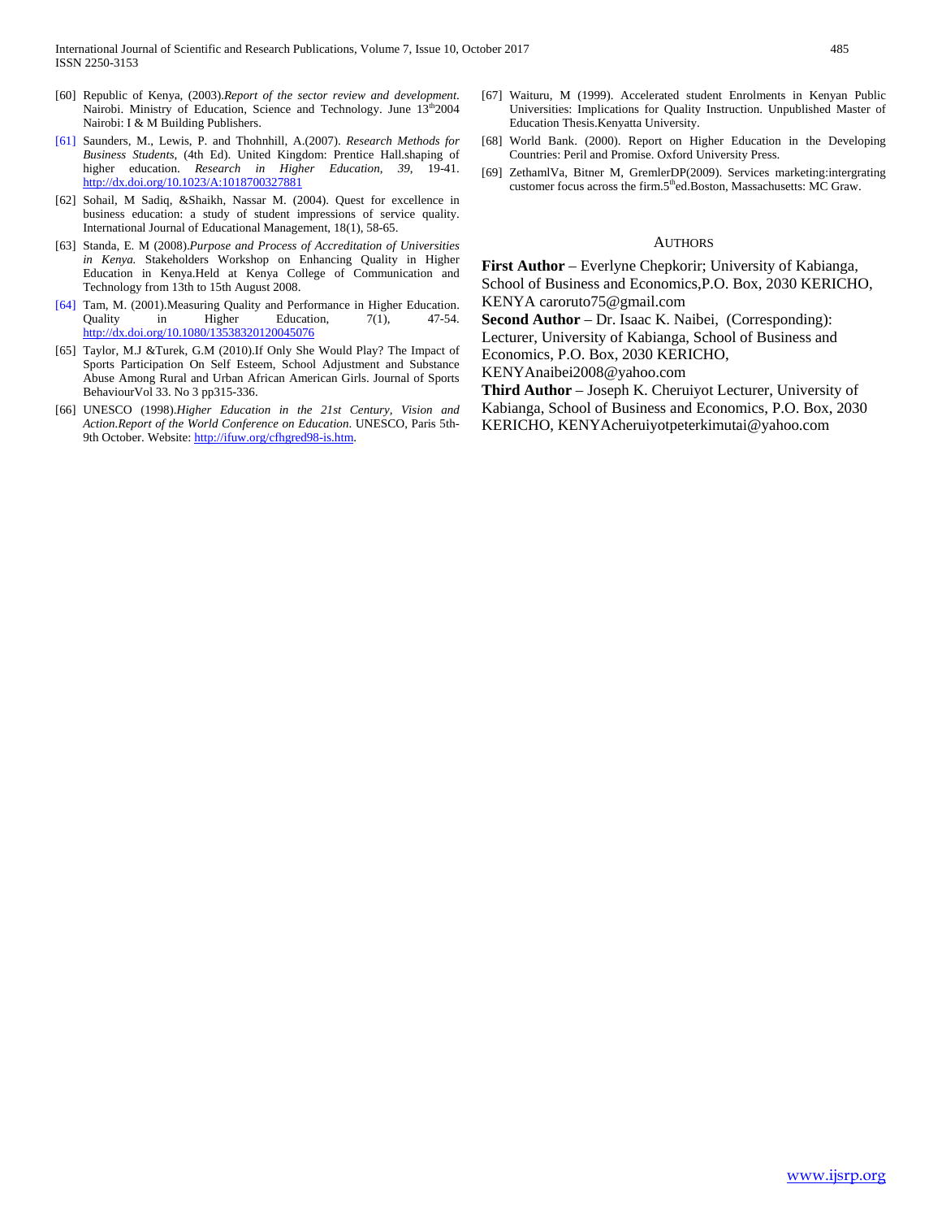[60] Republic of Kenya, (2003).*Report of the sector review and development.* Nairobi. Ministry of Education, Science and Technology. June 13th2004 Nairobi: I & M Building Publishers.

[61] Saunders, M., Lewis, P. and Thohnhill, A.(2007). *Research Methods for Business Students*, (4th Ed). United Kingdom: Prentice Hall.shaping of higher education. *Research in Higher Education, 39*, 19-41. http://dx.doi.org/10.1023/A:1018700327881

[62] Sohail, M Sadiq, &Shaikh, Nassar M. (2004). Quest for excellence in business education: a study of student impressions of service quality. International Journal of Educational Management, 18(1), 58-65.

[63] Standa, E. M (2008).*Purpose and Process of Accreditation of Universities in Kenya.* Stakeholders Workshop on Enhancing Quality in Higher Education in Kenya.Held at Kenya College of Communication and Technology from 13th to 15th August 2008.

[64] Tam, M. (2001).Measuring Quality and Performance in Higher Education. Quality in Higher Education, 7(1), 47-54. http://dx.doi.org/10.1080/13538320120045076

[65] Taylor, M.J &Turek, G.M (2010).If Only She Would Play? The Impact of Sports Participation On Self Esteem, School Adjustment and Substance Abuse Among Rural and Urban African American Girls. Journal of Sports BehaviourVol 33. No 3 pp315-336.

[66] UNESCO (1998).*Higher Education in the 21st Century, Vision and Action.Report of the World Conference on Education.* UNESCO, Paris 5th-9th October. Website: http://ifuw.org/cfhgred98-is.htm.

[67] Waituru, M (1999). Accelerated student Enrolments in Kenyan Public Universities: Implications for Quality Instruction. Unpublished Master of Education Thesis.Kenyatta University.

[68] World Bank. (2000). Report on Higher Education in the Developing Countries: Peril and Promise. Oxford University Press.

[69] ZethamlVa, Bitner M, GremlerDP(2009). Services marketing:intergrating customer focus across the firm.5thed.Boston, Massachusetts: MC Graw.

## AUTHORS

**First Author** – Everlyne Chepkorir; University of Kabianga, School of Business and Economics,P.O. Box, 2030 KERICHO, KENYA caroruto75@gmail.com

**Second Author** – Dr. Isaac K. Naibei, (Corresponding): Lecturer, University of Kabianga, School of Business and Economics, P.O. Box, 2030 KERICHO, KENYAnaibei2008@yahoo.com

**Third Author** – Joseph K. Cheruiyot Lecturer, University of Kabianga, School of Business and Economics, P.O. Box, 2030 KERICHO, KENYAcheruiyotpeterkimutai@yahoo.com